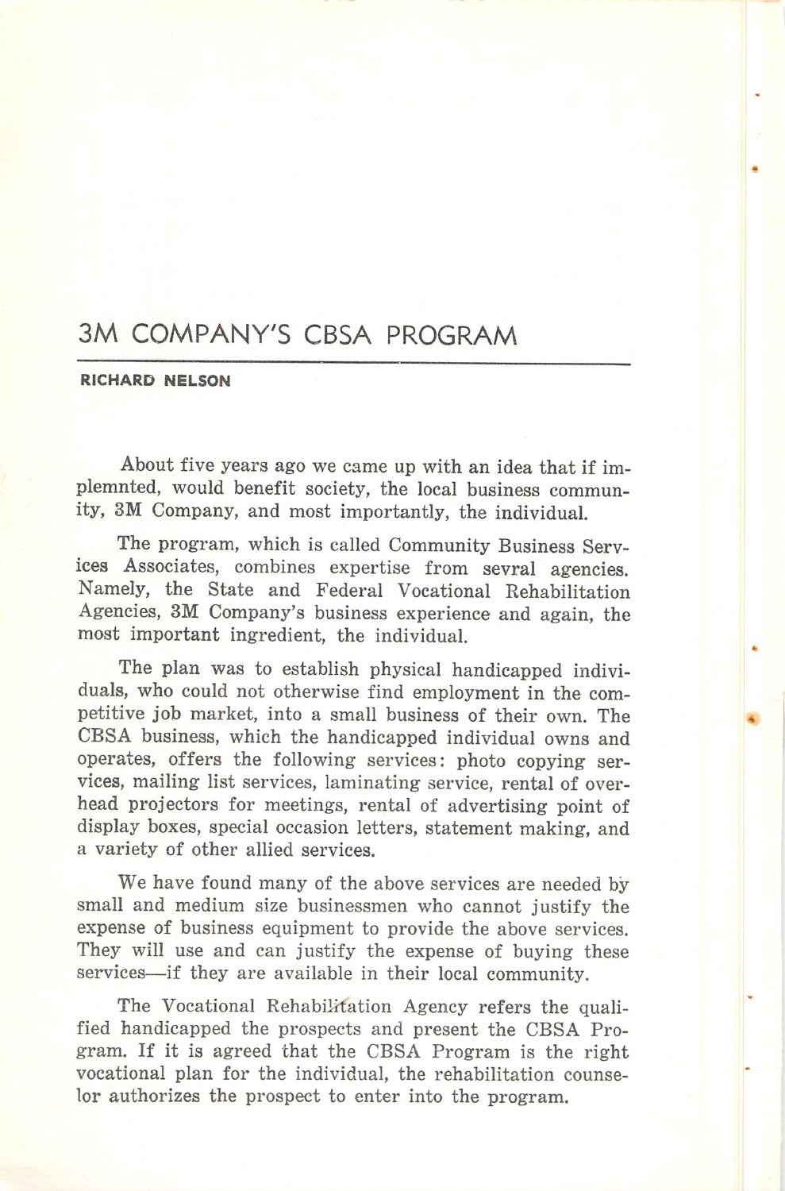# 3M COMPANY'S CBSA PROGRAM

**RICHARD NELSON**

About five years ago we came up with an idea that if implemnted, would benefit society, the local business community, 3M Company, and most importantly, the individual.

The program, which is called Community Business Services Associates, combines expertise from sevral agencies. Namely, the State and Federal Vocational Rehabilitation Agencies, 3M Company's business experience and again, the most important ingredient, the individual.

The plan was to establish physical handicapped individuals, who could not otherwise find employment in the competitive job market, into a small business of their own. The CBSA business, which the handicapped individual owns and operates, offers the following services: photo copying services, mailing list services, laminating service, rental of overhead projectors for meetings, rental of advertising point of display boxes, special occasion letters, statement making, and a variety of other allied services.

We have found many of the above services are needed by small and medium size businessmen who cannot justify the expense of business equipment to provide the above services. They will use and can justify the expense of buying these services—if they are available in their local community.

The Vocational Rehabilitation Agency refers the qualified handicapped the prospects and present the CBSA Program. If it is agreed that the CBSA Program is the right vocational plan for the individual, the rehabilitation counselor authorizes the prospect to enter into the program.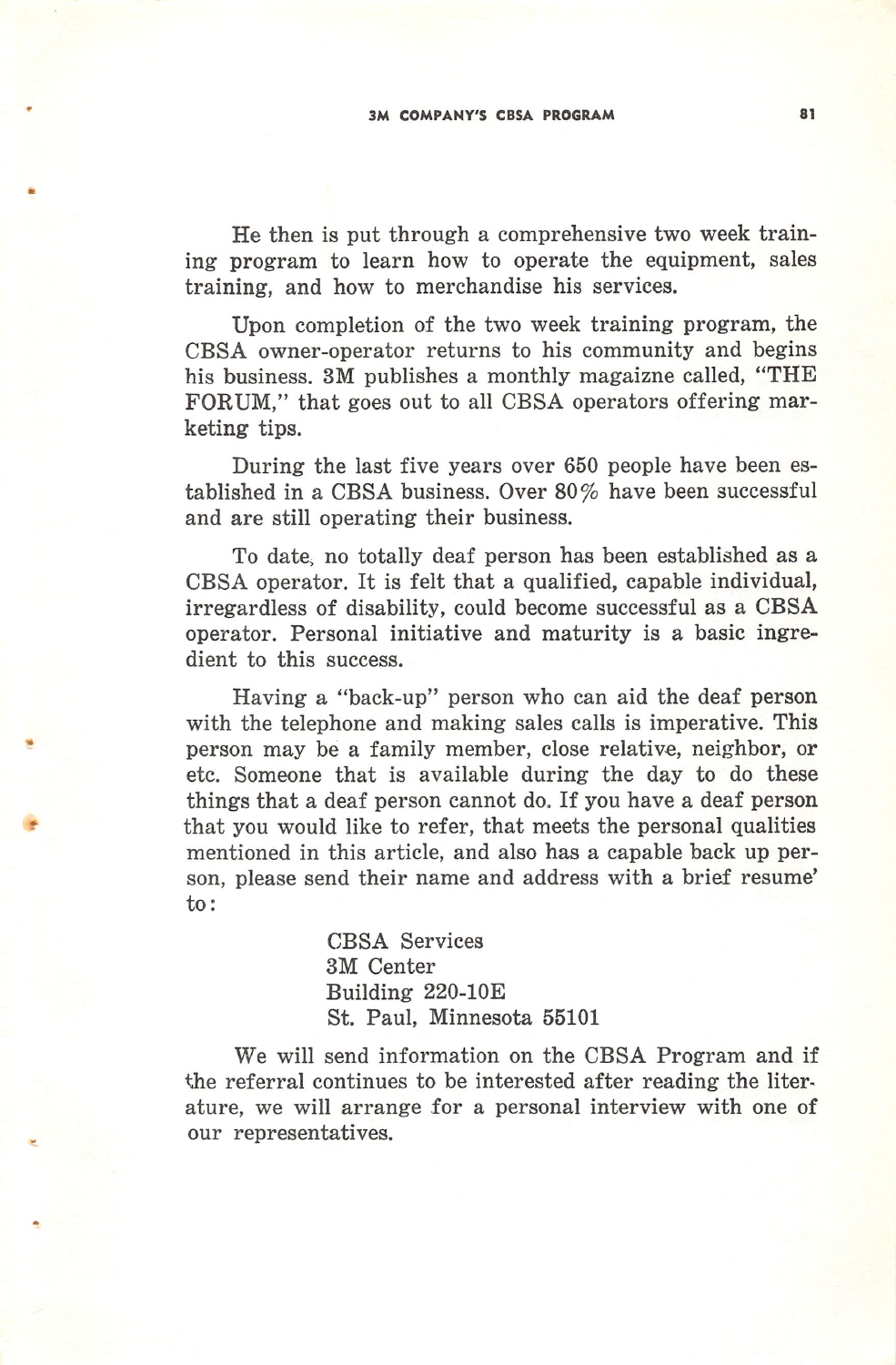He then is put through a comprehensive two week training program to learn how to operate the equipment, sales training, and how to merchandise his services.

Upon completion of the two week training program, the CBSA owner-operator returns to his community and begins his business. 3M publishes a monthly magaizne called, "THE FORUM," that goes out to all CBSA operators offering marketing tips.

During the last five years over 650 people have been established in a CBSA business. Over 80% have been successful and are still operating their business.

To date, no totally deaf person has been established as a CBSA operator. It is felt that a qualified, capable individual, irregardless of disability, could become successful as a CBSA operator. Personal initiative and maturity is a basic ingredient to this success.

Having a "back-up" person who can aid the deaf person with the telephone and making sales calls is imperative. This person may be a family member, close relative, neighbor, or etc. Someone that is available during the day to do these things that a deaf person cannot do. If you have a deaf person that you would like to refer, that meets the personal qualities mentioned in this article, and also has a capable back up person, please send their name and address with a brief resume' to:

CBSA Services
3M Center
Building 220-10E
St. Paul, Minnesota 55101

We will send information on the CBSA Program and if the referral continues to be interested after reading the literature, we will arrange for a personal interview with one of our representatives.